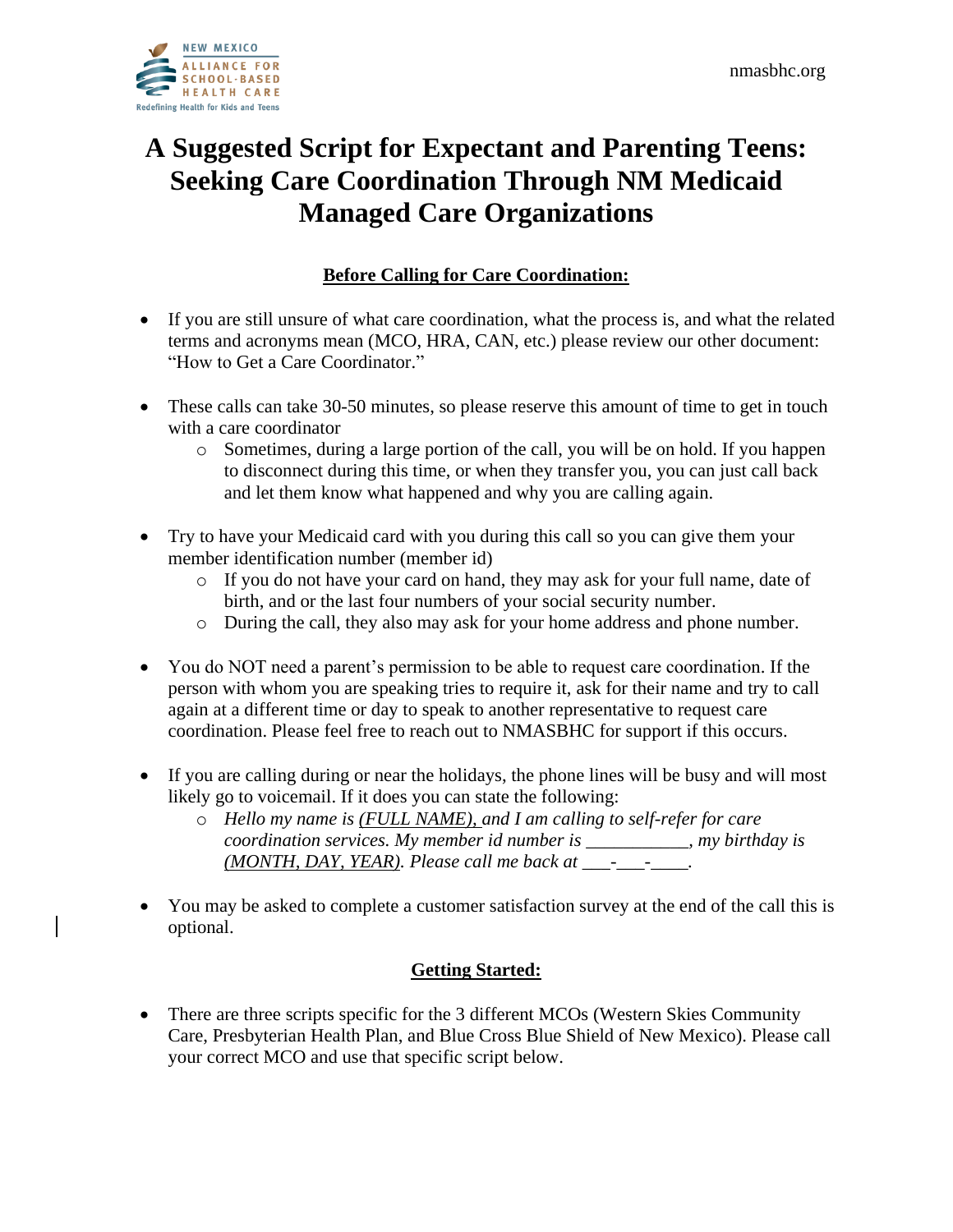NEW MEXICO
ALLIANCE FOR
SCHOOL-BASED
HEALTH CARE
Redefining Health for Kids and Teens

nmasbhc.org

# A Suggested Script for Expectant and Parenting Teens: Seeking Care Coordination Through NM Medicaid Managed Care Organizations

## Before Calling for Care Coordination:

- If you are still unsure of what care coordination, what the process is, and what the related terms and acronyms mean (MCO, HRA, CAN, etc.) please review our other document: "How to Get a Care Coordinator."
- These calls can take 30-50 minutes, so please reserve this amount of time to get in touch with a care coordinator
  - Sometimes, during a large portion of the call, you will be on hold. If you happen to disconnect during this time, or when they transfer you, you can just call back and let them know what happened and why you are calling again.
- Try to have your Medicaid card with you during this call so you can give them your member identification number (member id)
  - If you do not have your card on hand, they may ask for your full name, date of birth, and or the last four numbers of your social security number.
  - During the call, they also may ask for your home address and phone number.
- You do NOT need a parent's permission to be able to request care coordination. If the person with whom you are speaking tries to require it, ask for their name and try to call again at a different time or day to speak to another representative to request care coordination. Please feel free to reach out to NMASBHC for support if this occurs.
- If you are calling during or near the holidays, the phone lines will be busy and will most likely go to voicemail. If it does you can state the following:
  - *Hello my name is (FULL NAME), and I am calling to self-refer for care coordination services. My member id number is ___________, my birthday is (MONTH, DAY, YEAR). Please call me back at ___-___-____.*
- You may be asked to complete a customer satisfaction survey at the end of the call this is optional.

## Getting Started:

- There are three scripts specific for the 3 different MCOs (Western Skies Community Care, Presbyterian Health Plan, and Blue Cross Blue Shield of New Mexico). Please call your correct MCO and use that specific script below.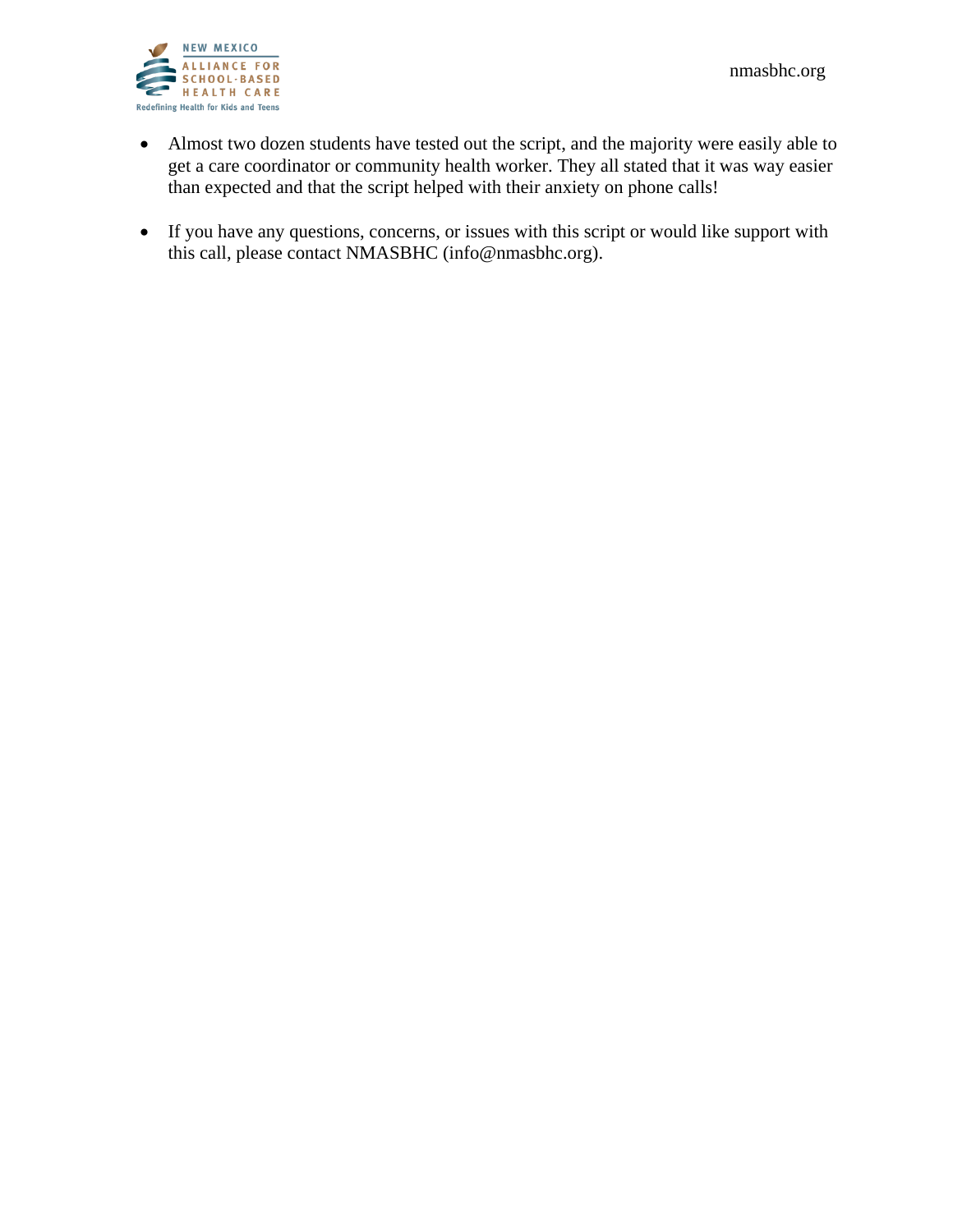- Almost two dozen students have tested out the script, and the majority were easily able to get a care coordinator or community health worker. They all stated that it was way easier than expected and that the script helped with their anxiety on phone calls!

- If you have any questions, concerns, or issues with this script or would like support with this call, please contact NMASBHC (info@nmasbhc.org).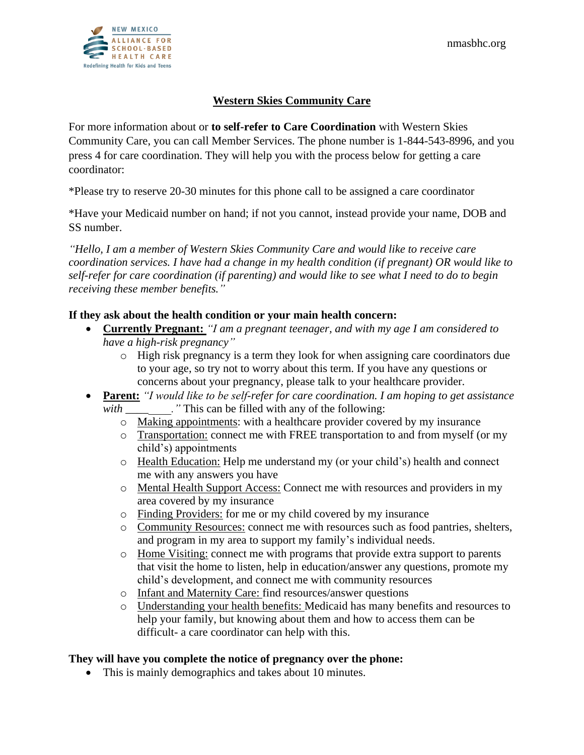## Western Skies Community Care

For more information about or **to self-refer to Care Coordination** with Western Skies Community Care, you can call Member Services. The phone number is 1-844-543-8996, and you press 4 for care coordination. They will help you with the process below for getting a care coordinator:

*Please try to reserve 20-30 minutes for this phone call to be assigned a care coordinator

*Have your Medicaid number on hand; if not you cannot, instead provide your name, DOB and SS number.

*"Hello, I am a member of Western Skies Community Care and would like to receive care coordination services. I have had a change in my health condition (if pregnant) OR would like to self-refer for care coordination (if parenting) and would like to see what I need to do to begin receiving these member benefits."*

**If they ask about the health condition or your main health concern:**

- **Currently Pregnant:** *"I am a pregnant teenager, and with my age I am considered to have a high-risk pregnancy"*
  - High risk pregnancy is a term they look for when assigning care coordinators due to your age, so try not to worry about this term. If you have any questions or concerns about your pregnancy, please talk to your healthcare provider.
- **Parent:** *"I would like to be self-refer for care coordination. I am hoping to get assistance with ________."* This can be filled with any of the following:
  - Making appointments: with a healthcare provider covered by my insurance
  - Transportation: connect me with FREE transportation to and from myself (or my child's) appointments
  - Health Education: Help me understand my (or your child's) health and connect me with any answers you have
  - Mental Health Support Access: Connect me with resources and providers in my area covered by my insurance
  - Finding Providers: for me or my child covered by my insurance
  - Community Resources: connect me with resources such as food pantries, shelters, and program in my area to support my family's individual needs.
  - Home Visiting: connect me with programs that provide extra support to parents that visit the home to listen, help in education/answer any questions, promote my child's development, and connect me with community resources
  - Infant and Maternity Care: find resources/answer questions
  - Understanding your health benefits: Medicaid has many benefits and resources to help your family, but knowing about them and how to access them can be difficult- a care coordinator can help with this.

**They will have you complete the notice of pregnancy over the phone:**

- This is mainly demographics and takes about 10 minutes.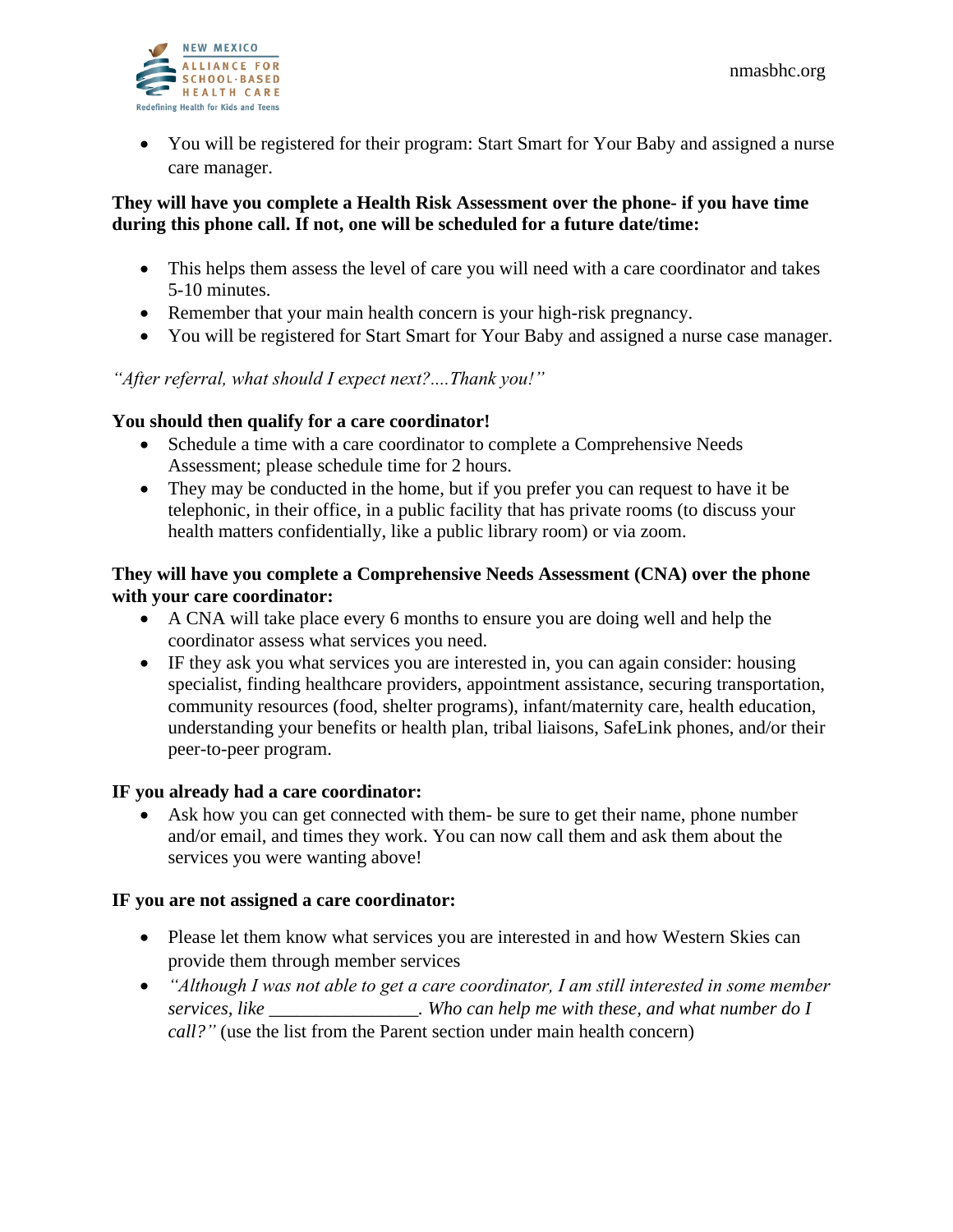- You will be registered for their program: Start Smart for Your Baby and assigned a nurse care manager.

**They will have you complete a Health Risk Assessment over the phone- if you have time during this phone call. If not, one will be scheduled for a future date/time:**

- This helps them assess the level of care you will need with a care coordinator and takes 5-10 minutes.
- Remember that your main health concern is your high-risk pregnancy.
- You will be registered for Start Smart for Your Baby and assigned a nurse case manager.

*"After referral, what should I expect next?....Thank you!"*

**You should then qualify for a care coordinator!**

- Schedule a time with a care coordinator to complete a Comprehensive Needs Assessment; please schedule time for 2 hours.
- They may be conducted in the home, but if you prefer you can request to have it be telephonic, in their office, in a public facility that has private rooms (to discuss your health matters confidentially, like a public library room) or via zoom.

**They will have you complete a Comprehensive Needs Assessment (CNA) over the phone with your care coordinator:**

- A CNA will take place every 6 months to ensure you are doing well and help the coordinator assess what services you need.
- IF they ask you what services you are interested in, you can again consider: housing specialist, finding healthcare providers, appointment assistance, securing transportation, community resources (food, shelter programs), infant/maternity care, health education, understanding your benefits or health plan, tribal liaisons, SafeLink phones, and/or their peer-to-peer program.

**IF you already had a care coordinator:**

- Ask how you can get connected with them- be sure to get their name, phone number and/or email, and times they work. You can now call them and ask them about the services you were wanting above!

**IF you are not assigned a care coordinator:**

- Please let them know what services you are interested in and how Western Skies can provide them through member services
- *"Although I was not able to get a care coordinator, I am still interested in some member services, like ________________. Who can help me with these, and what number do I call?"* (use the list from the Parent section under main health concern)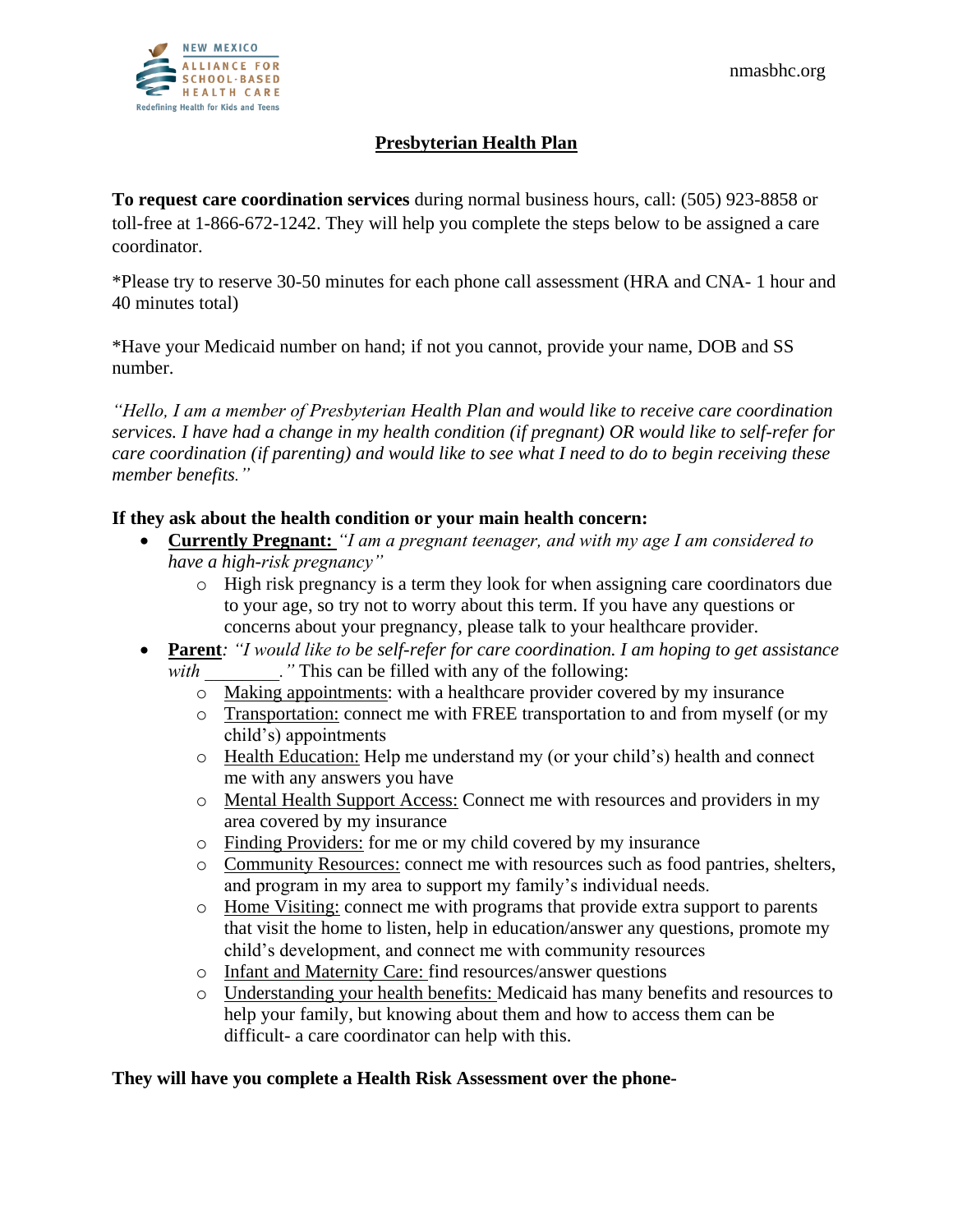## Presbyterian Health Plan

**To request care coordination services** during normal business hours, call: (505) 923-8858 or toll-free at 1-866-672-1242. They will help you complete the steps below to be assigned a care coordinator.

*Please try to reserve 30-50 minutes for each phone call assessment (HRA and CNA- 1 hour and 40 minutes total)

*Have your Medicaid number on hand; if not you cannot, provide your name, DOB and SS number.

*"Hello, I am a member of Presbyterian Health Plan and would like to receive care coordination services. I have had a change in my health condition (if pregnant) OR would like to self-refer for care coordination (if parenting) and would like to see what I need to do to begin receiving these member benefits."*

**If they ask about the health condition or your main health concern:**

- **Currently Pregnant:** *"I am a pregnant teenager, and with my age I am considered to have a high-risk pregnancy"*
  - High risk pregnancy is a term they look for when assigning care coordinators due to your age, so try not to worry about this term. If you have any questions or concerns about your pregnancy, please talk to your healthcare provider.
- **Parent**: *"I would like to be self-refer for care coordination. I am hoping to get assistance with ________."* This can be filled with any of the following:
  - Making appointments: with a healthcare provider covered by my insurance
  - Transportation: connect me with FREE transportation to and from myself (or my child's) appointments
  - Health Education: Help me understand my (or your child's) health and connect me with any answers you have
  - Mental Health Support Access: Connect me with resources and providers in my area covered by my insurance
  - Finding Providers: for me or my child covered by my insurance
  - Community Resources: connect me with resources such as food pantries, shelters, and program in my area to support my family's individual needs.
  - Home Visiting: connect me with programs that provide extra support to parents that visit the home to listen, help in education/answer any questions, promote my child's development, and connect me with community resources
  - Infant and Maternity Care: find resources/answer questions
  - Understanding your health benefits: Medicaid has many benefits and resources to help your family, but knowing about them and how to access them can be difficult- a care coordinator can help with this.

**They will have you complete a Health Risk Assessment over the phone-**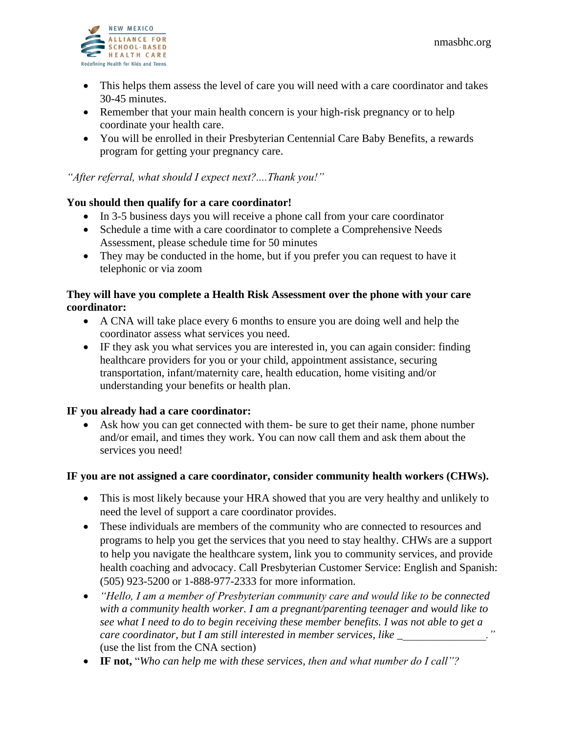- This helps them assess the level of care you will need with a care coordinator and takes 30-45 minutes.
- Remember that your main health concern is your high-risk pregnancy or to help coordinate your health care.
- You will be enrolled in their Presbyterian Centennial Care Baby Benefits, a rewards program for getting your pregnancy care.

*"After referral, what should I expect next?....Thank you!"*

**You should then qualify for a care coordinator!**

- In 3-5 business days you will receive a phone call from your care coordinator
- Schedule a time with a care coordinator to complete a Comprehensive Needs Assessment, please schedule time for 50 minutes
- They may be conducted in the home, but if you prefer you can request to have it telephonic or via zoom

**They will have you complete a Health Risk Assessment over the phone with your care coordinator:**

- A CNA will take place every 6 months to ensure you are doing well and help the coordinator assess what services you need.
- IF they ask you what services you are interested in, you can again consider: finding healthcare providers for you or your child, appointment assistance, securing transportation, infant/maternity care, health education, home visiting and/or understanding your benefits or health plan.

**IF you already had a care coordinator:**

- Ask how you can get connected with them- be sure to get their name, phone number and/or email, and times they work. You can now call them and ask them about the services you need!

**IF you are not assigned a care coordinator, consider community health workers (CHWs).**

- This is most likely because your HRA showed that you are very healthy and unlikely to need the level of support a care coordinator provides.
- These individuals are members of the community who are connected to resources and programs to help you get the services that you need to stay healthy. CHWs are a support to help you navigate the healthcare system, link you to community services, and provide health coaching and advocacy. Call Presbyterian Customer Service: English and Spanish: (505) 923-5200 or 1-888-977-2333 for more information.
- *"Hello, I am a member of Presbyterian community care and would like to be connected with a community health worker. I am a pregnant/parenting teenager and would like to see what I need to do to begin receiving these member benefits. I was not able to get a care coordinator, but I am still interested in member services, like ________________."* (use the list from the CNA section)
- **IF not,** "*Who can help me with these services, then and what number do I call"?*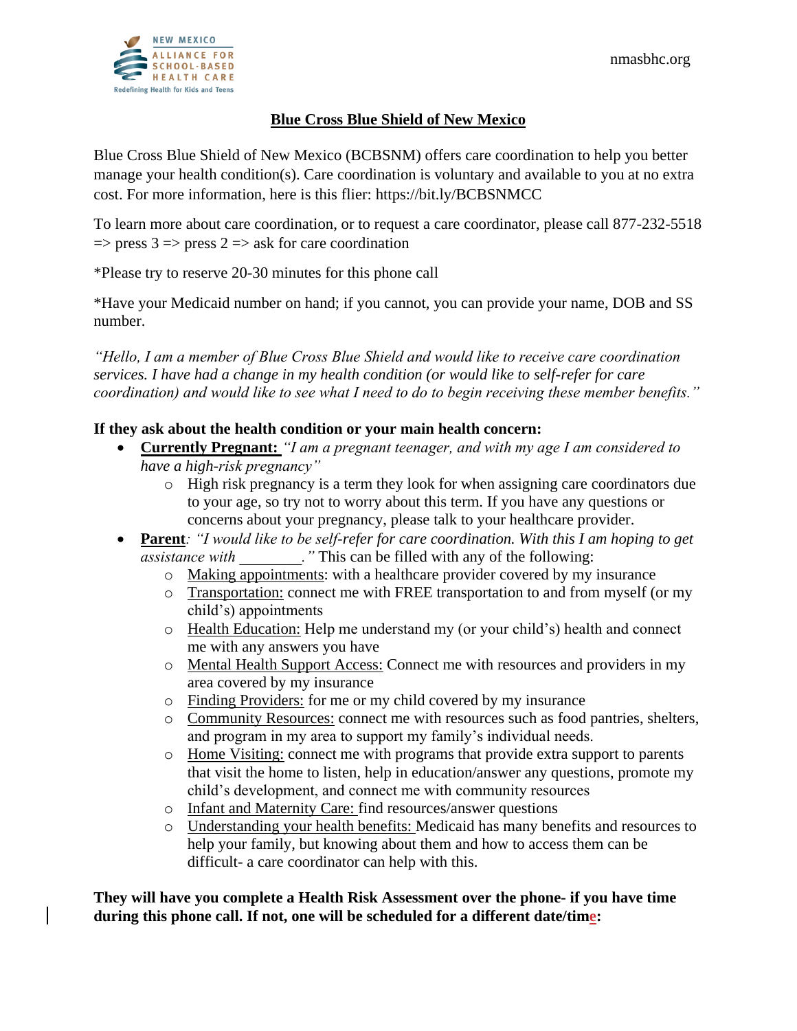## Blue Cross Blue Shield of New Mexico

Blue Cross Blue Shield of New Mexico (BCBSNM) offers care coordination to help you better manage your health condition(s). Care coordination is voluntary and available to you at no extra cost. For more information, here is this flier: https://bit.ly/BCBSNMCC

To learn more about care coordination, or to request a care coordinator, please call 877-232-5518 => press 3 => press 2 => ask for care coordination

*Please try to reserve 20-30 minutes for this phone call

*Have your Medicaid number on hand; if you cannot, you can provide your name, DOB and SS number.

*"Hello, I am a member of Blue Cross Blue Shield and would like to receive care coordination services. I have had a change in my health condition (or would like to self-refer for care coordination) and would like to see what I need to do to begin receiving these member benefits."*

**If they ask about the health condition or your main health concern:**

- **Currently Pregnant:** *"I am a pregnant teenager, and with my age I am considered to have a high-risk pregnancy"*
  - High risk pregnancy is a term they look for when assigning care coordinators due to your age, so try not to worry about this term. If you have any questions or concerns about your pregnancy, please talk to your healthcare provider.
- **Parent**: *"I would like to be self-refer for care coordination. With this I am hoping to get assistance with ________."* This can be filled with any of the following:
  - Making appointments: with a healthcare provider covered by my insurance
  - Transportation: connect me with FREE transportation to and from myself (or my child's) appointments
  - Health Education: Help me understand my (or your child's) health and connect me with any answers you have
  - Mental Health Support Access: Connect me with resources and providers in my area covered by my insurance
  - Finding Providers: for me or my child covered by my insurance
  - Community Resources: connect me with resources such as food pantries, shelters, and program in my area to support my family's individual needs.
  - Home Visiting: connect me with programs that provide extra support to parents that visit the home to listen, help in education/answer any questions, promote my child's development, and connect me with community resources
  - Infant and Maternity Care: find resources/answer questions
  - Understanding your health benefits: Medicaid has many benefits and resources to help your family, but knowing about them and how to access them can be difficult- a care coordinator can help with this.

**They will have you complete a Health Risk Assessment over the phone- if you have time during this phone call. If not, one will be scheduled for a different date/time:**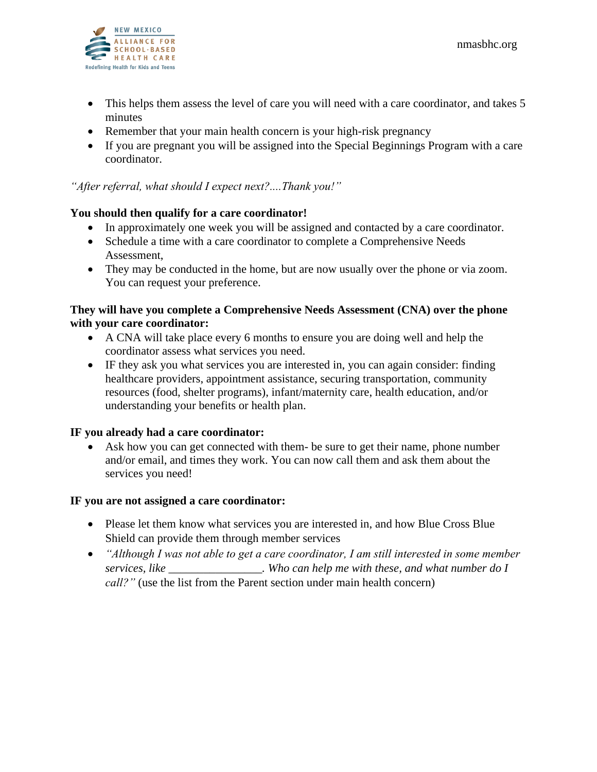- This helps them assess the level of care you will need with a care coordinator, and takes 5 minutes
- Remember that your main health concern is your high-risk pregnancy
- If you are pregnant you will be assigned into the Special Beginnings Program with a care coordinator.

*"After referral, what should I expect next?....Thank you!"*

**You should then qualify for a care coordinator!**

- In approximately one week you will be assigned and contacted by a care coordinator.
- Schedule a time with a care coordinator to complete a Comprehensive Needs Assessment,
- They may be conducted in the home, but are now usually over the phone or via zoom. You can request your preference.

**They will have you complete a Comprehensive Needs Assessment (CNA) over the phone with your care coordinator:**

- A CNA will take place every 6 months to ensure you are doing well and help the coordinator assess what services you need.
- IF they ask you what services you are interested in, you can again consider: finding healthcare providers, appointment assistance, securing transportation, community resources (food, shelter programs), infant/maternity care, health education, and/or understanding your benefits or health plan.

**IF you already had a care coordinator:**

- Ask how you can get connected with them- be sure to get their name, phone number and/or email, and times they work. You can now call them and ask them about the services you need!

**IF you are not assigned a care coordinator:**

- Please let them know what services you are interested in, and how Blue Cross Blue Shield can provide them through member services
- *"Although I was not able to get a care coordinator, I am still interested in some member services, like ________________. Who can help me with these, and what number do I call?"* (use the list from the Parent section under main health concern)